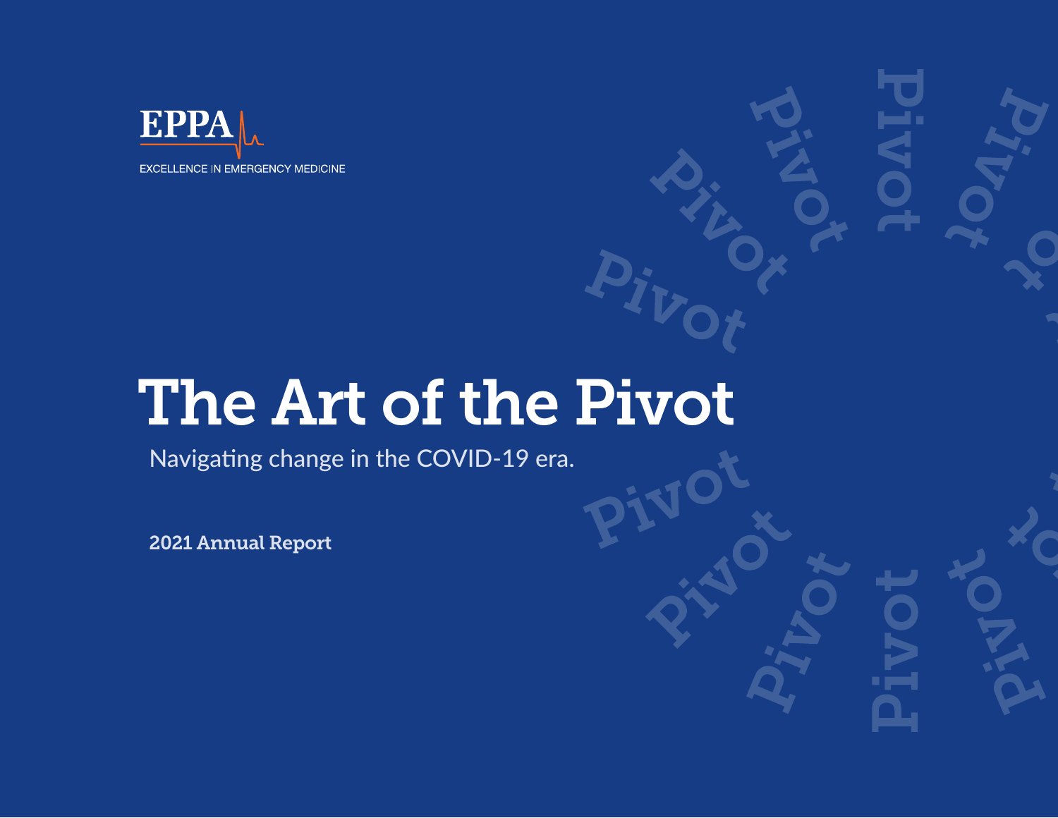EPPA

EXCELLENCE IN EMERGENCY MEDICINE

# The Art of the Pivot

Navigating change in the COVID-19 era.

**2021 Annual Report**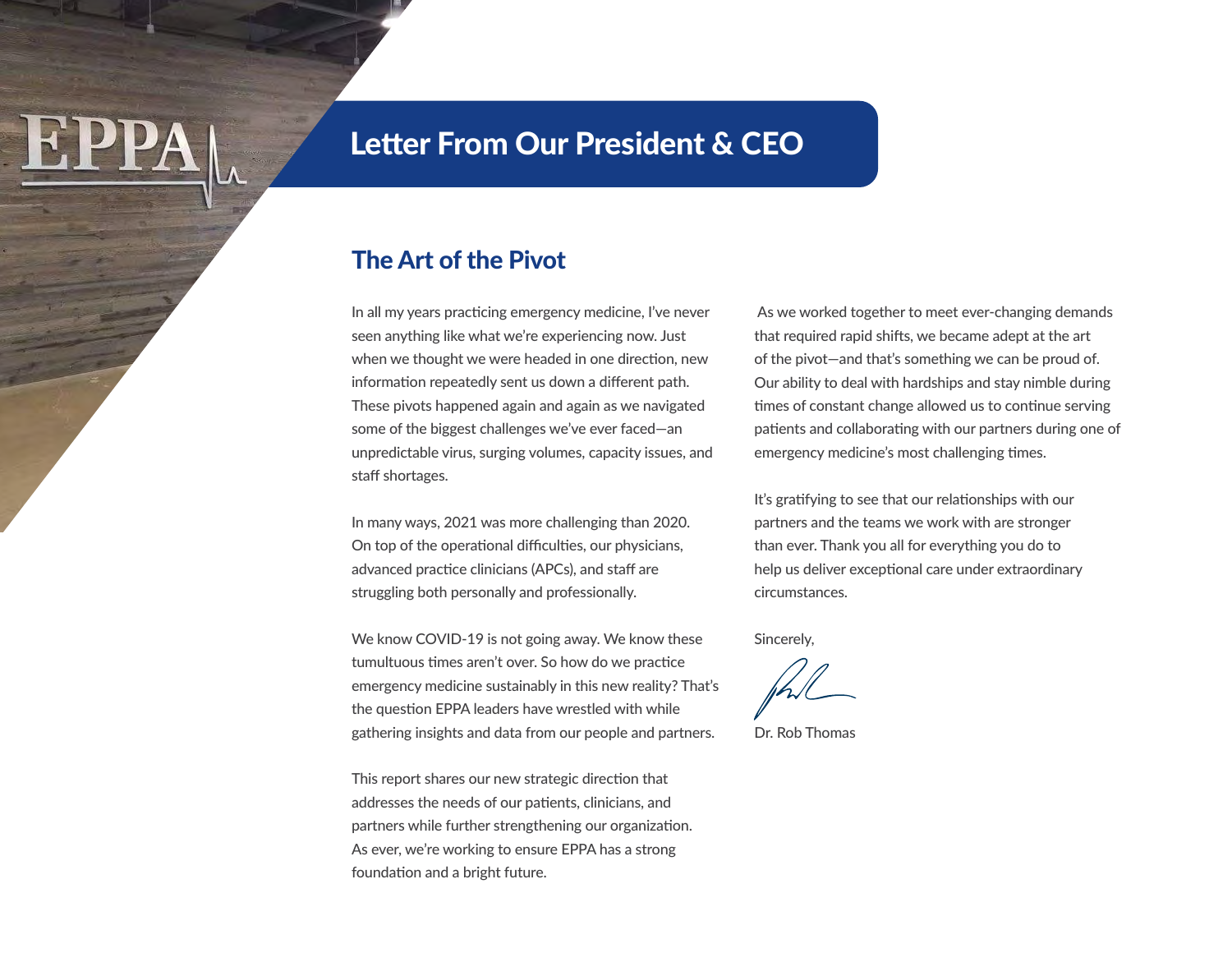# Letter From Our President & CEO

## The Art of the Pivot

In all my years practicing emergency medicine, I've never seen anything like what we're experiencing now. Just when we thought we were headed in one direction, new information repeatedly sent us down a different path. These pivots happened again and again as we navigated some of the biggest challenges we've ever faced—an unpredictable virus, surging volumes, capacity issues, and staff shortages.

In many ways, 2021 was more challenging than 2020. On top of the operational difficulties, our physicians, advanced practice clinicians (APCs), and staff are struggling both personally and professionally.

We know COVID-19 is not going away. We know these tumultuous times aren't over. So how do we practice emergency medicine sustainably in this new reality? That's the question EPPA leaders have wrestled with while gathering insights and data from our people and partners.

This report shares our new strategic direction that addresses the needs of our patients, clinicians, and partners while further strengthening our organization. As ever, we're working to ensure EPPA has a strong foundation and a bright future.

As we worked together to meet ever-changing demands that required rapid shifts, we became adept at the art of the pivot—and that's something we can be proud of. Our ability to deal with hardships and stay nimble during times of constant change allowed us to continue serving patients and collaborating with our partners during one of emergency medicine's most challenging times.

It's gratifying to see that our relationships with our partners and the teams we work with are stronger than ever. Thank you all for everything you do to help us deliver exceptional care under extraordinary circumstances.

Sincerely,

Dr. Rob Thomas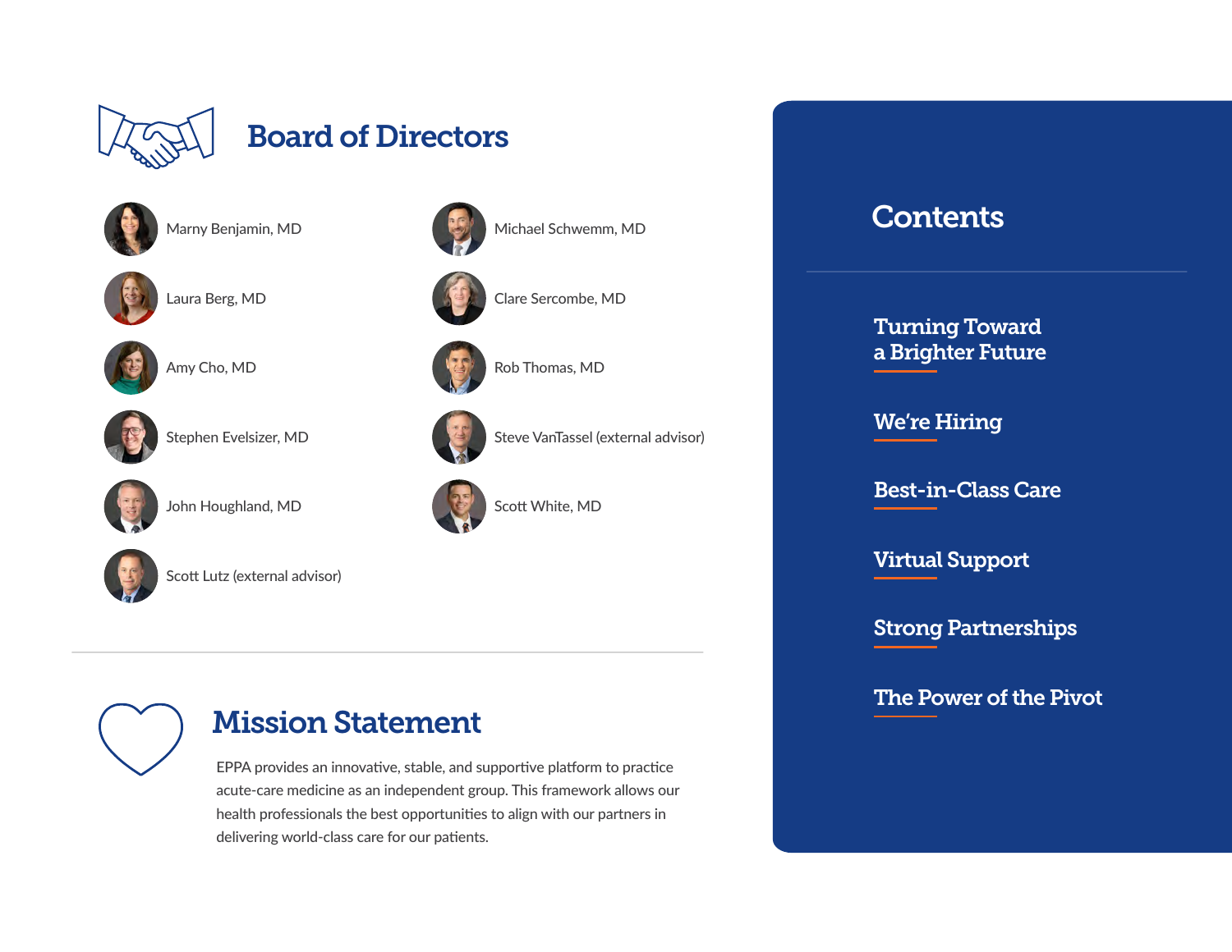## Board of Directors

- Marny Benjamin, MD
- Laura Berg, MD
- Amy Cho, MD
- Stephen Evelsizer, MD
- John Houghland, MD
- Scott Lutz (external advisor)
- Michael Schwemm, MD
- Clare Sercombe, MD
- Rob Thomas, MD
- Steve VanTassel (external advisor)
- Scott White, MD

## Mission Statement

EPPA provides an innovative, stable, and supportive platform to practice acute-care medicine as an independent group. This framework allows our health professionals the best opportunities to align with our partners in delivering world-class care for our patients.

## Contents

- Turning Toward a Brighter Future
- We're Hiring
- Best-in-Class Care
- Virtual Support
- Strong Partnerships
- The Power of the Pivot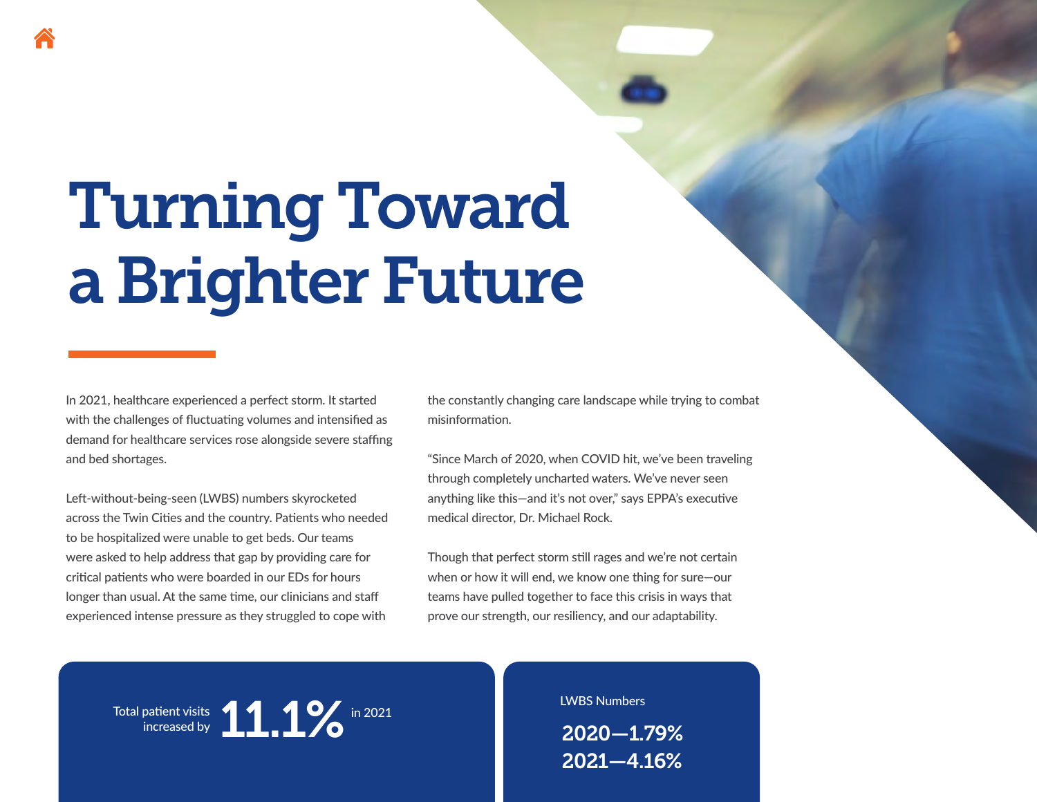# Turning Toward a Brighter Future

In 2021, healthcare experienced a perfect storm. It started with the challenges of fluctuating volumes and intensified as demand for healthcare services rose alongside severe staffing and bed shortages.

Left-without-being-seen (LWBS) numbers skyrocketed across the Twin Cities and the country. Patients who needed to be hospitalized were unable to get beds. Our teams were asked to help address that gap by providing care for critical patients who were boarded in our EDs for hours longer than usual. At the same time, our clinicians and staff experienced intense pressure as they struggled to cope with the constantly changing care landscape while trying to combat misinformation.

"Since March of 2020, when COVID hit, we've been traveling through completely uncharted waters. We've never seen anything like this—and it's not over," says EPPA's executive medical director, Dr. Michael Rock.

Though that perfect storm still rages and we're not certain when or how it will end, we know one thing for sure—our teams have pulled together to face this crisis in ways that prove our strength, our resiliency, and our adaptability.

Total patient visits increased by **11.1%** in 2021

LWBS Numbers

**2020—1.79%**
**2021—4.16%**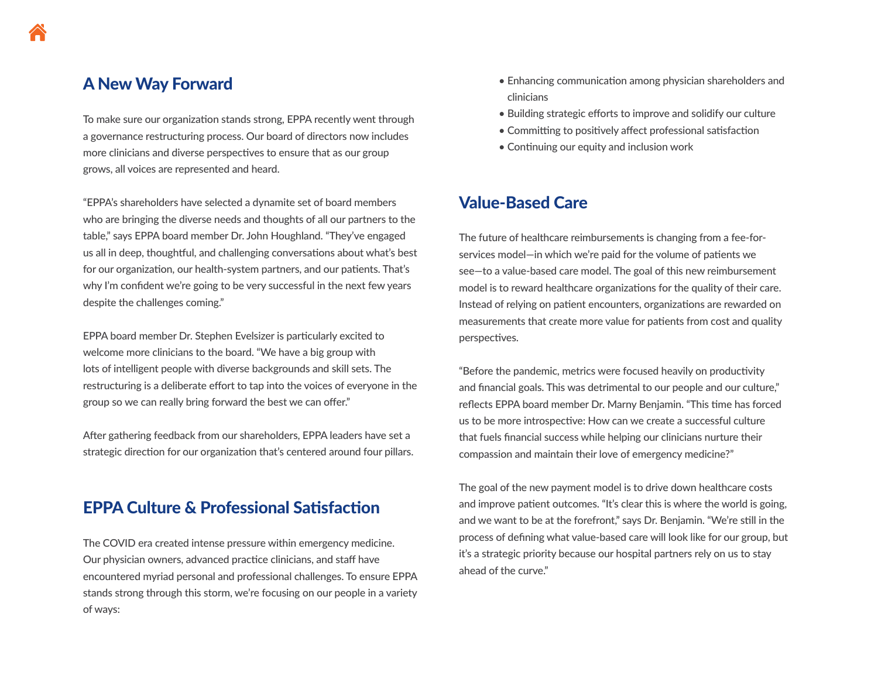## A New Way Forward

To make sure our organization stands strong, EPPA recently went through a governance restructuring process. Our board of directors now includes more clinicians and diverse perspectives to ensure that as our group grows, all voices are represented and heard.

"EPPA's shareholders have selected a dynamite set of board members who are bringing the diverse needs and thoughts of all our partners to the table," says EPPA board member Dr. John Houghland. "They've engaged us all in deep, thoughtful, and challenging conversations about what's best for our organization, our health-system partners, and our patients. That's why I'm confident we're going to be very successful in the next few years despite the challenges coming."

EPPA board member Dr. Stephen Evelsizer is particularly excited to welcome more clinicians to the board. "We have a big group with lots of intelligent people with diverse backgrounds and skill sets. The restructuring is a deliberate effort to tap into the voices of everyone in the group so we can really bring forward the best we can offer."

After gathering feedback from our shareholders, EPPA leaders have set a strategic direction for our organization that's centered around four pillars.

## EPPA Culture & Professional Satisfaction

The COVID era created intense pressure within emergency medicine. Our physician owners, advanced practice clinicians, and staff have encountered myriad personal and professional challenges. To ensure EPPA stands strong through this storm, we're focusing on our people in a variety of ways:

- Enhancing communication among physician shareholders and clinicians
- Building strategic efforts to improve and solidify our culture
- Committing to positively affect professional satisfaction
- Continuing our equity and inclusion work

## Value-Based Care

The future of healthcare reimbursements is changing from a fee-for-services model—in which we're paid for the volume of patients we see—to a value-based care model. The goal of this new reimbursement model is to reward healthcare organizations for the quality of their care. Instead of relying on patient encounters, organizations are rewarded on measurements that create more value for patients from cost and quality perspectives.

"Before the pandemic, metrics were focused heavily on productivity and financial goals. This was detrimental to our people and our culture," reflects EPPA board member Dr. Marny Benjamin. "This time has forced us to be more introspective: How can we create a successful culture that fuels financial success while helping our clinicians nurture their compassion and maintain their love of emergency medicine?"

The goal of the new payment model is to drive down healthcare costs and improve patient outcomes. "It's clear this is where the world is going, and we want to be at the forefront," says Dr. Benjamin. "We're still in the process of defining what value-based care will look like for our group, but it's a strategic priority because our hospital partners rely on us to stay ahead of the curve."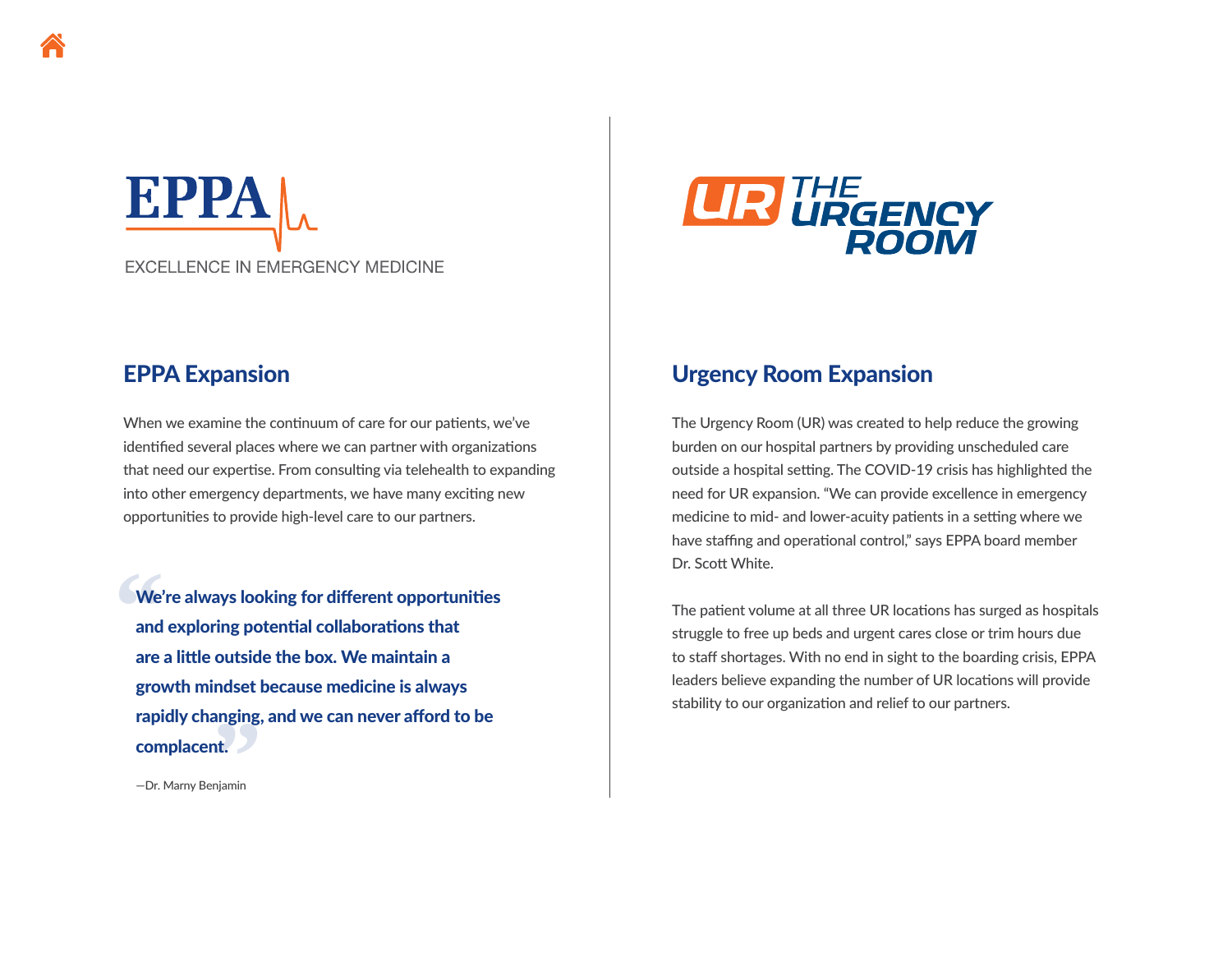EPPA

EXCELLENCE IN EMERGENCY MEDICINE

## EPPA Expansion

When we examine the continuum of care for our patients, we've identified several places where we can partner with organizations that need our expertise. From consulting via telehealth to expanding into other emergency departments, we have many exciting new opportunities to provide high-level care to our partners.

> **"We're always looking for different opportunities and exploring potential collaborations that are a little outside the box. We maintain a growth mindset because medicine is always rapidly changing, and we can never afford to be complacent."**
>
> —Dr. Marny Benjamin

UR THE URGENCY ROOM

## Urgency Room Expansion

The Urgency Room (UR) was created to help reduce the growing burden on our hospital partners by providing unscheduled care outside a hospital setting. The COVID-19 crisis has highlighted the need for UR expansion. "We can provide excellence in emergency medicine to mid- and lower-acuity patients in a setting where we have staffing and operational control," says EPPA board member Dr. Scott White.

The patient volume at all three UR locations has surged as hospitals struggle to free up beds and urgent cares close or trim hours due to staff shortages. With no end in sight to the boarding crisis, EPPA leaders believe expanding the number of UR locations will provide stability to our organization and relief to our partners.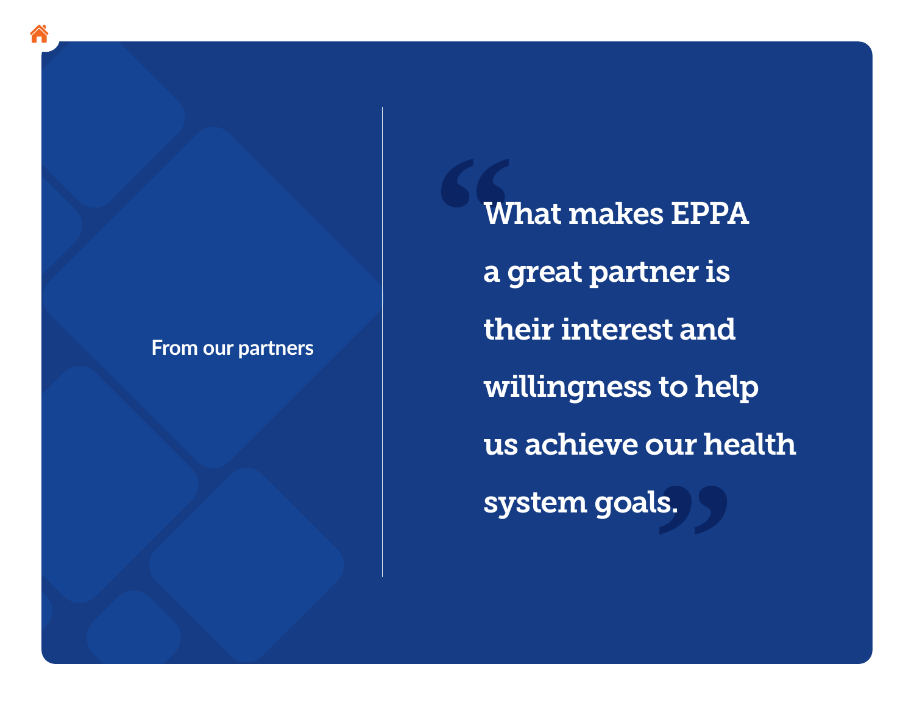From our partners

> "What makes EPPA a great partner is their interest and willingness to help us achieve our health system goals."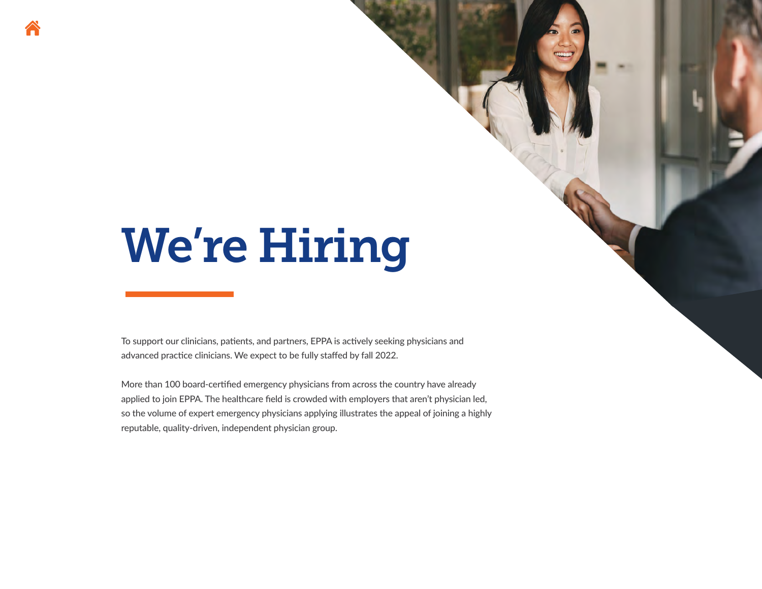# We're Hiring

To support our clinicians, patients, and partners, EPPA is actively seeking physicians and advanced practice clinicians. We expect to be fully staffed by fall 2022.

More than 100 board-certified emergency physicians from across the country have already applied to join EPPA. The healthcare field is crowded with employers that aren't physician led, so the volume of expert emergency physicians applying illustrates the appeal of joining a highly reputable, quality-driven, independent physician group.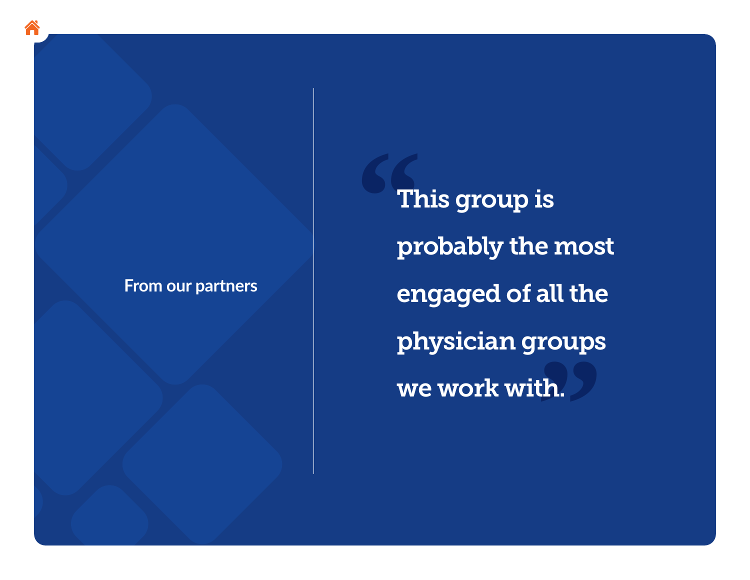From our partners

> "This group is probably the most engaged of all the physician groups we work with."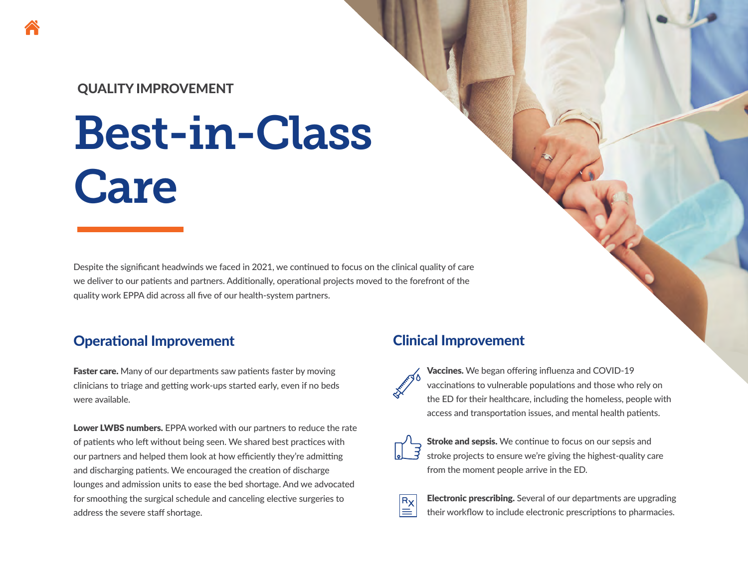QUALITY IMPROVEMENT

# Best-in-Class Care

Despite the significant headwinds we faced in 2021, we continued to focus on the clinical quality of care we deliver to our patients and partners. Additionally, operational projects moved to the forefront of the quality work EPPA did across all five of our health-system partners.

## Operational Improvement

**Faster care.** Many of our departments saw patients faster by moving clinicians to triage and getting work-ups started early, even if no beds were available.

**Lower LWBS numbers.** EPPA worked with our partners to reduce the rate of patients who left without being seen. We shared best practices with our partners and helped them look at how efficiently they're admitting and discharging patients. We encouraged the creation of discharge lounges and admission units to ease the bed shortage. And we advocated for smoothing the surgical schedule and canceling elective surgeries to address the severe staff shortage.

## Clinical Improvement

**Vaccines.** We began offering influenza and COVID-19 vaccinations to vulnerable populations and those who rely on the ED for their healthcare, including the homeless, people with access and transportation issues, and mental health patients.

**Stroke and sepsis.** We continue to focus on our sepsis and stroke projects to ensure we're giving the highest-quality care from the moment people arrive in the ED.

**Electronic prescribing.** Several of our departments are upgrading their workflow to include electronic prescriptions to pharmacies.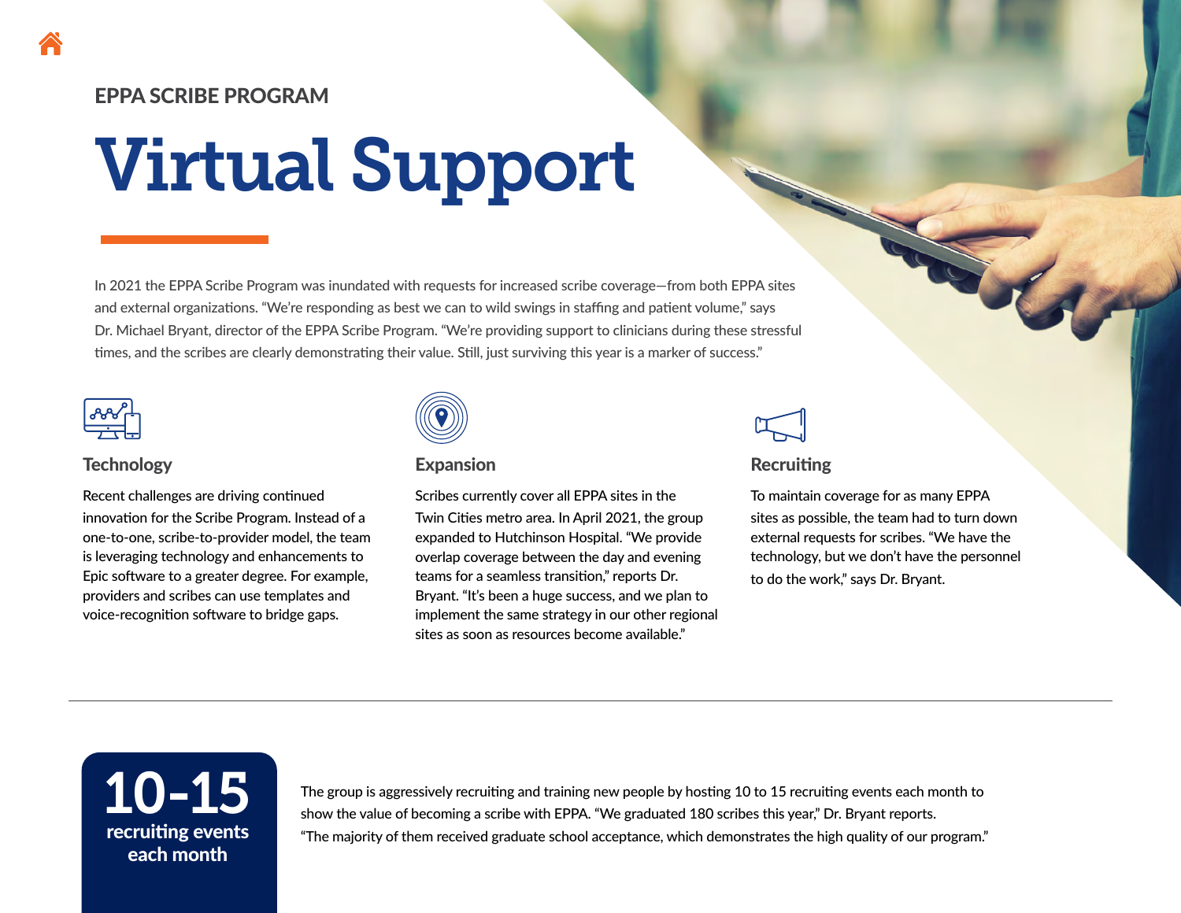EPPA SCRIBE PROGRAM

# Virtual Support

In 2021 the EPPA Scribe Program was inundated with requests for increased scribe coverage—from both EPPA sites and external organizations. "We're responding as best we can to wild swings in staffing and patient volume," says Dr. Michael Bryant, director of the EPPA Scribe Program. "We're providing support to clinicians during these stressful times, and the scribes are clearly demonstrating their value. Still, just surviving this year is a marker of success."

### Technology

Recent challenges are driving continued innovation for the Scribe Program. Instead of a one-to-one, scribe-to-provider model, the team is leveraging technology and enhancements to Epic software to a greater degree. For example, providers and scribes can use templates and voice-recognition software to bridge gaps.

### Expansion

Scribes currently cover all EPPA sites in the Twin Cities metro area. In April 2021, the group expanded to Hutchinson Hospital. "We provide overlap coverage between the day and evening teams for a seamless transition," reports Dr. Bryant. "It's been a huge success, and we plan to implement the same strategy in our other regional sites as soon as resources become available."

### Recruiting

To maintain coverage for as many EPPA sites as possible, the team had to turn down external requests for scribes. "We have the technology, but we don't have the personnel to do the work," says Dr. Bryant.

---

**10-15**
**recruiting events each month**

The group is aggressively recruiting and training new people by hosting 10 to 15 recruiting events each month to show the value of becoming a scribe with EPPA. "We graduated 180 scribes this year," Dr. Bryant reports. "The majority of them received graduate school acceptance, which demonstrates the high quality of our program."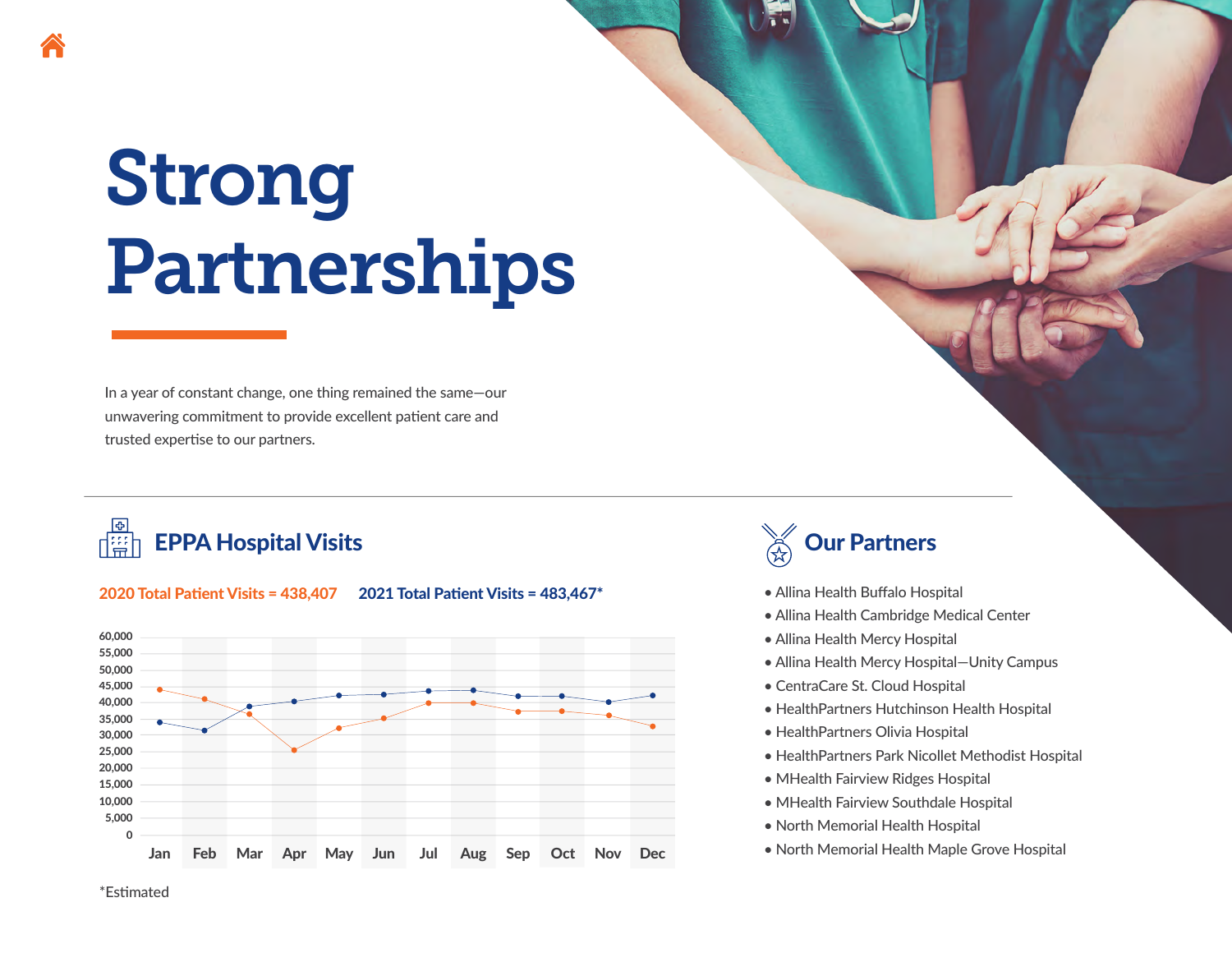# Strong Partnerships

In a year of constant change, one thing remained the same—our unwavering commitment to provide excellent patient care and trusted expertise to our partners.

## EPPA Hospital Visits

2020 Total Patient Visits = 438,407

2021 Total Patient Visits = 483,467*

*Estimated

## Our Partners

- Allina Health Buffalo Hospital
- Allina Health Cambridge Medical Center
- Allina Health Mercy Hospital
- Allina Health Mercy Hospital—Unity Campus
- CentraCare St. Cloud Hospital
- HealthPartners Hutchinson Health Hospital
- HealthPartners Olivia Hospital
- HealthPartners Park Nicollet Methodist Hospital
- MHealth Fairview Ridges Hospital
- MHealth Fairview Southdale Hospital
- North Memorial Health Hospital
- North Memorial Health Maple Grove Hospital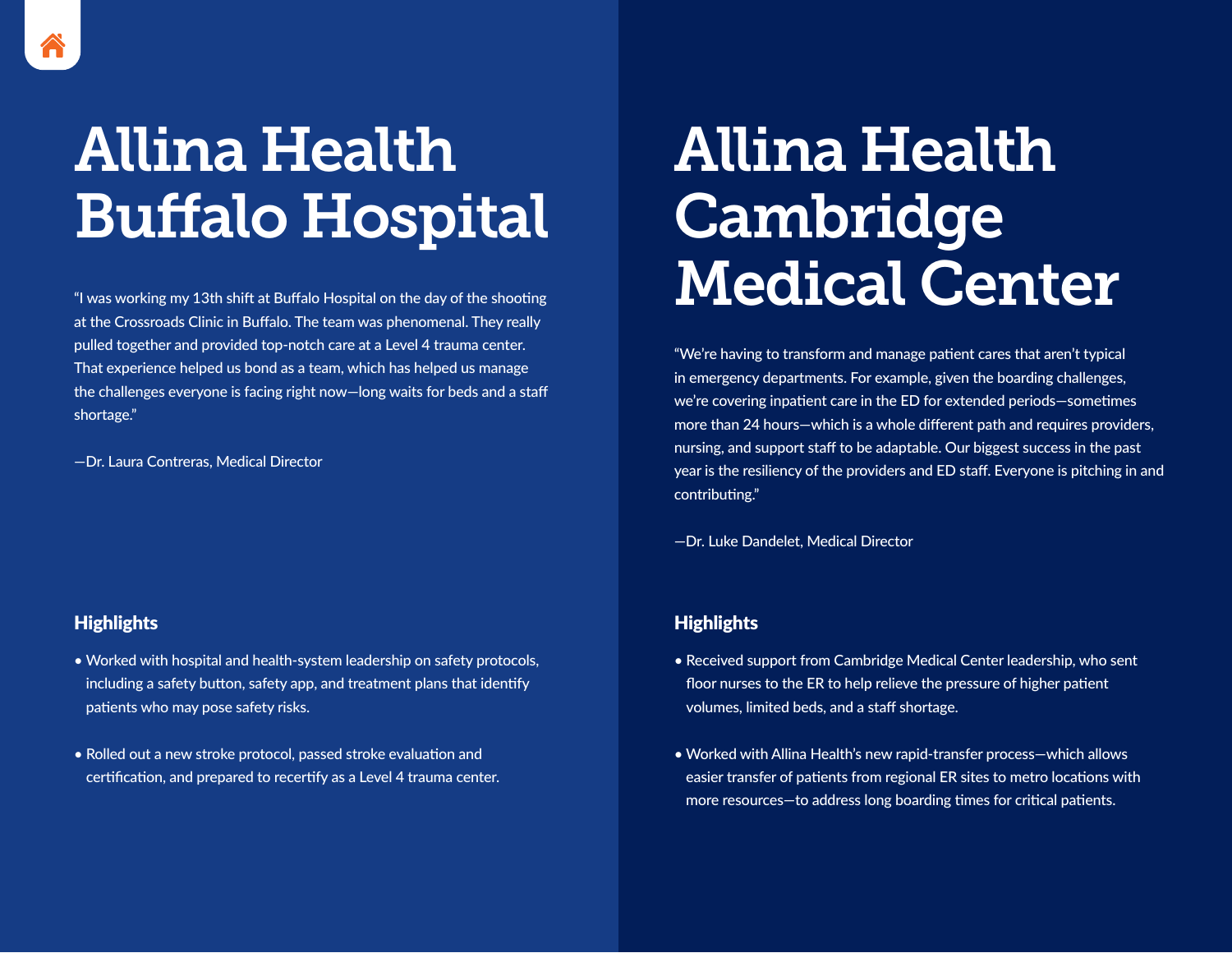# Allina Health Buffalo Hospital

"I was working my 13th shift at Buffalo Hospital on the day of the shooting at the Crossroads Clinic in Buffalo. The team was phenomenal. They really pulled together and provided top-notch care at a Level 4 trauma center. That experience helped us bond as a team, which has helped us manage the challenges everyone is facing right now—long waits for beds and a staff shortage."

—Dr. Laura Contreras, Medical Director

### Highlights

- Worked with hospital and health-system leadership on safety protocols, including a safety button, safety app, and treatment plans that identify patients who may pose safety risks.
- Rolled out a new stroke protocol, passed stroke evaluation and certification, and prepared to recertify as a Level 4 trauma center.

# Allina Health Cambridge Medical Center

"We're having to transform and manage patient cares that aren't typical in emergency departments. For example, given the boarding challenges, we're covering inpatient care in the ED for extended periods—sometimes more than 24 hours—which is a whole different path and requires providers, nursing, and support staff to be adaptable. Our biggest success in the past year is the resiliency of the providers and ED staff. Everyone is pitching in and contributing."

—Dr. Luke Dandelet, Medical Director

### Highlights

- Received support from Cambridge Medical Center leadership, who sent floor nurses to the ER to help relieve the pressure of higher patient volumes, limited beds, and a staff shortage.
- Worked with Allina Health's new rapid-transfer process—which allows easier transfer of patients from regional ER sites to metro locations with more resources—to address long boarding times for critical patients.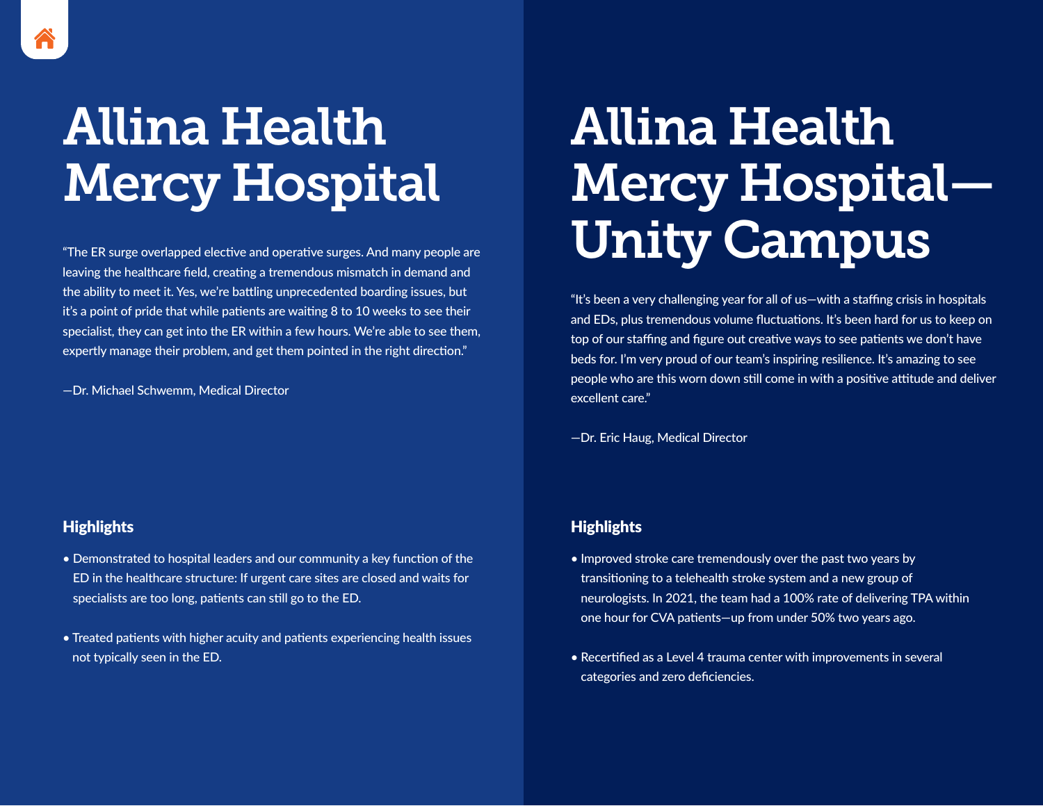# Allina Health Mercy Hospital

"The ER surge overlapped elective and operative surges. And many people are leaving the healthcare field, creating a tremendous mismatch in demand and the ability to meet it. Yes, we're battling unprecedented boarding issues, but it's a point of pride that while patients are waiting 8 to 10 weeks to see their specialist, they can get into the ER within a few hours. We're able to see them, expertly manage their problem, and get them pointed in the right direction."

—Dr. Michael Schwemm, Medical Director

## Highlights

- Demonstrated to hospital leaders and our community a key function of the ED in the healthcare structure: If urgent care sites are closed and waits for specialists are too long, patients can still go to the ED.
- Treated patients with higher acuity and patients experiencing health issues not typically seen in the ED.

# Allina Health Mercy Hospital—Unity Campus

"It's been a very challenging year for all of us—with a staffing crisis in hospitals and EDs, plus tremendous volume fluctuations. It's been hard for us to keep on top of our staffing and figure out creative ways to see patients we don't have beds for. I'm very proud of our team's inspiring resilience. It's amazing to see people who are this worn down still come in with a positive attitude and deliver excellent care."

—Dr. Eric Haug, Medical Director

## Highlights

- Improved stroke care tremendously over the past two years by transitioning to a telehealth stroke system and a new group of neurologists. In 2021, the team had a 100% rate of delivering TPA within one hour for CVA patients—up from under 50% two years ago.
- Recertified as a Level 4 trauma center with improvements in several categories and zero deficiencies.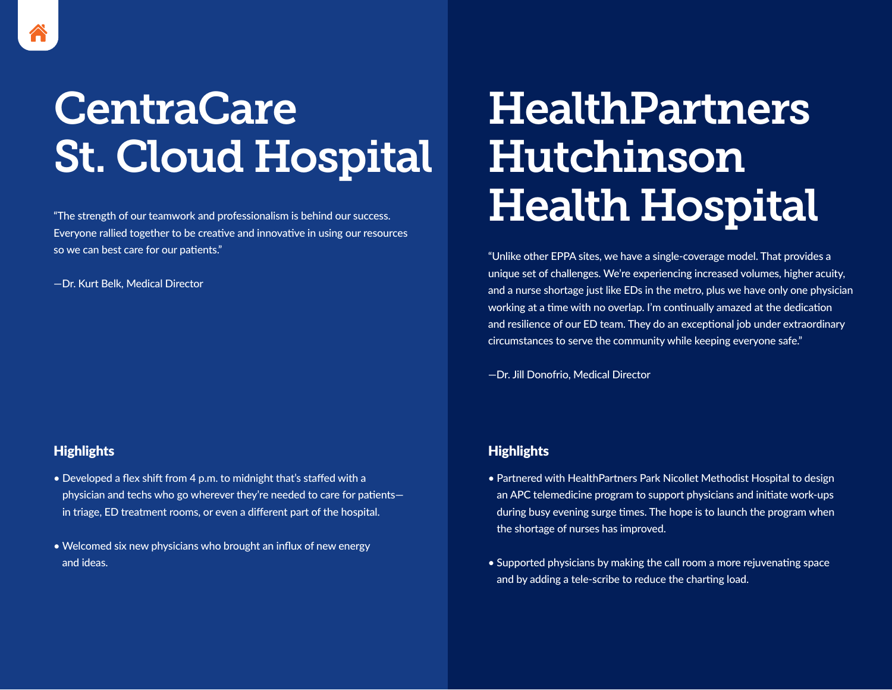# CentraCare St. Cloud Hospital

"The strength of our teamwork and professionalism is behind our success. Everyone rallied together to be creative and innovative in using our resources so we can best care for our patients."

—Dr. Kurt Belk, Medical Director

### Highlights

- Developed a flex shift from 4 p.m. to midnight that's staffed with a physician and techs who go wherever they're needed to care for patients—in triage, ED treatment rooms, or even a different part of the hospital.
- Welcomed six new physicians who brought an influx of new energy and ideas.

# HealthPartners Hutchinson Health Hospital

"Unlike other EPPA sites, we have a single-coverage model. That provides a unique set of challenges. We're experiencing increased volumes, higher acuity, and a nurse shortage just like EDs in the metro, plus we have only one physician working at a time with no overlap. I'm continually amazed at the dedication and resilience of our ED team. They do an exceptional job under extraordinary circumstances to serve the community while keeping everyone safe."

—Dr. Jill Donofrio, Medical Director

### Highlights

- Partnered with HealthPartners Park Nicollet Methodist Hospital to design an APC telemedicine program to support physicians and initiate work-ups during busy evening surge times. The hope is to launch the program when the shortage of nurses has improved.
- Supported physicians by making the call room a more rejuvenating space and by adding a tele-scribe to reduce the charting load.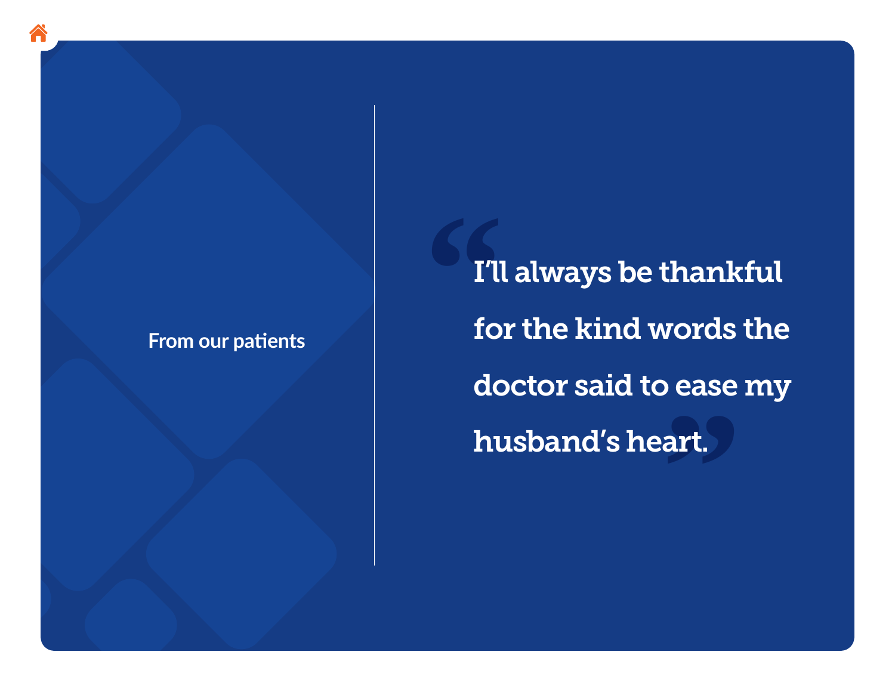From our patients

> "I'll always be thankful for the kind words the doctor said to ease my husband's heart."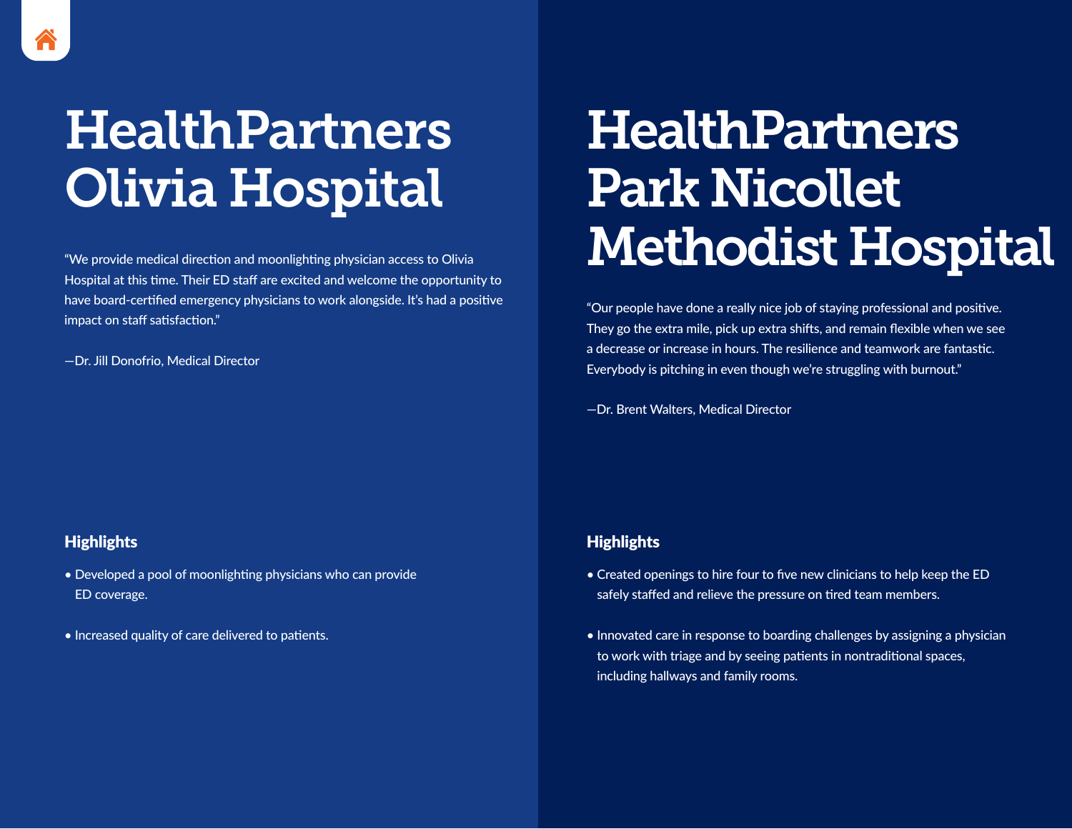# HealthPartners Olivia Hospital

"We provide medical direction and moonlighting physician access to Olivia Hospital at this time. Their ED staff are excited and welcome the opportunity to have board-certified emergency physicians to work alongside. It's had a positive impact on staff satisfaction."

—Dr. Jill Donofrio, Medical Director

### Highlights

- Developed a pool of moonlighting physicians who can provide ED coverage.
- Increased quality of care delivered to patients.

# HealthPartners Park Nicollet Methodist Hospital

"Our people have done a really nice job of staying professional and positive. They go the extra mile, pick up extra shifts, and remain flexible when we see a decrease or increase in hours. The resilience and teamwork are fantastic. Everybody is pitching in even though we're struggling with burnout."

—Dr. Brent Walters, Medical Director

### Highlights

- Created openings to hire four to five new clinicians to help keep the ED safely staffed and relieve the pressure on tired team members.
- Innovated care in response to boarding challenges by assigning a physician to work with triage and by seeing patients in nontraditional spaces, including hallways and family rooms.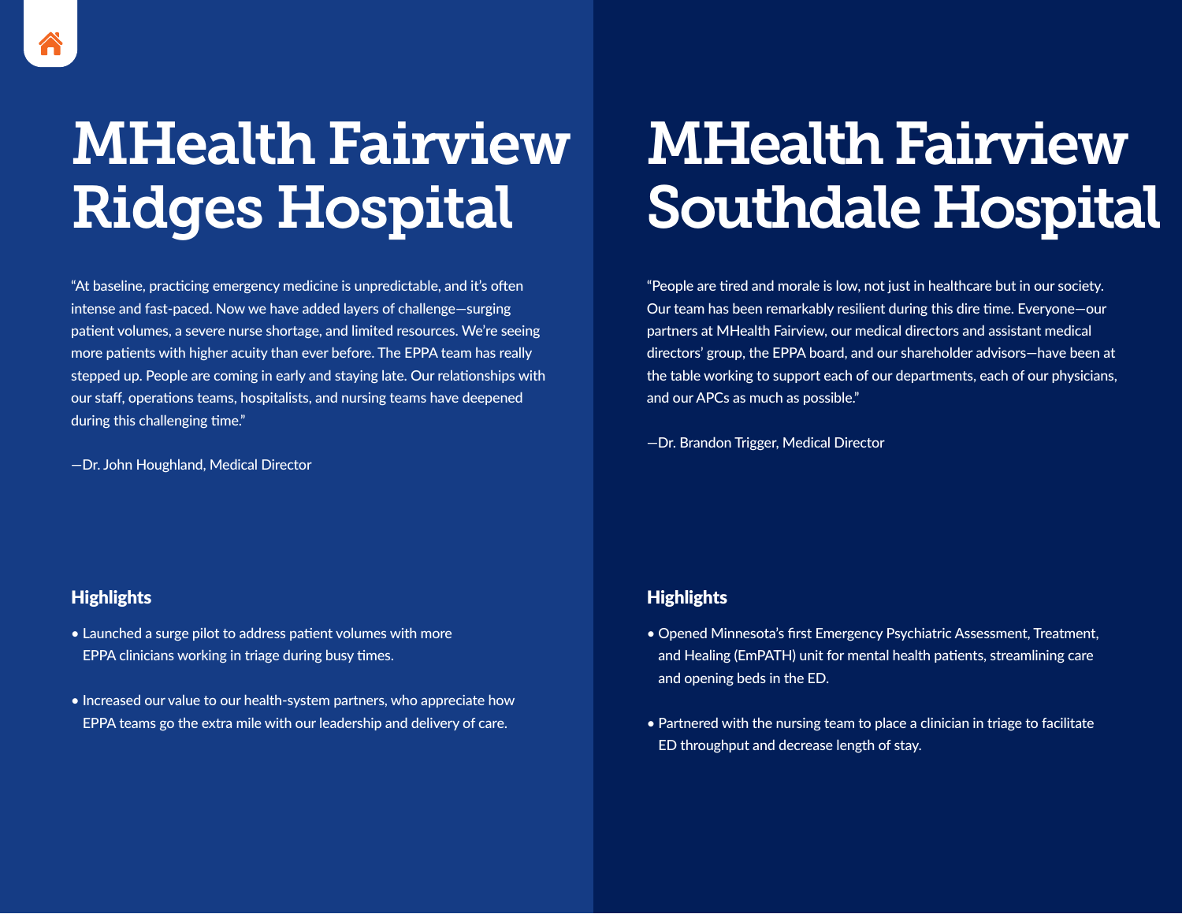# MHealth Fairview Ridges Hospital

"At baseline, practicing emergency medicine is unpredictable, and it's often intense and fast-paced. Now we have added layers of challenge—surging patient volumes, a severe nurse shortage, and limited resources. We're seeing more patients with higher acuity than ever before. The EPPA team has really stepped up. People are coming in early and staying late. Our relationships with our staff, operations teams, hospitalists, and nursing teams have deepened during this challenging time."

—Dr. John Houghland, Medical Director

### Highlights

- Launched a surge pilot to address patient volumes with more EPPA clinicians working in triage during busy times.
- Increased our value to our health-system partners, who appreciate how EPPA teams go the extra mile with our leadership and delivery of care.

# MHealth Fairview Southdale Hospital

"People are tired and morale is low, not just in healthcare but in our society. Our team has been remarkably resilient during this dire time. Everyone—our partners at MHealth Fairview, our medical directors and assistant medical directors' group, the EPPA board, and our shareholder advisors—have been at the table working to support each of our departments, each of our physicians, and our APCs as much as possible."

—Dr. Brandon Trigger, Medical Director

### Highlights

- Opened Minnesota's first Emergency Psychiatric Assessment, Treatment, and Healing (EmPATH) unit for mental health patients, streamlining care and opening beds in the ED.
- Partnered with the nursing team to place a clinician in triage to facilitate ED throughput and decrease length of stay.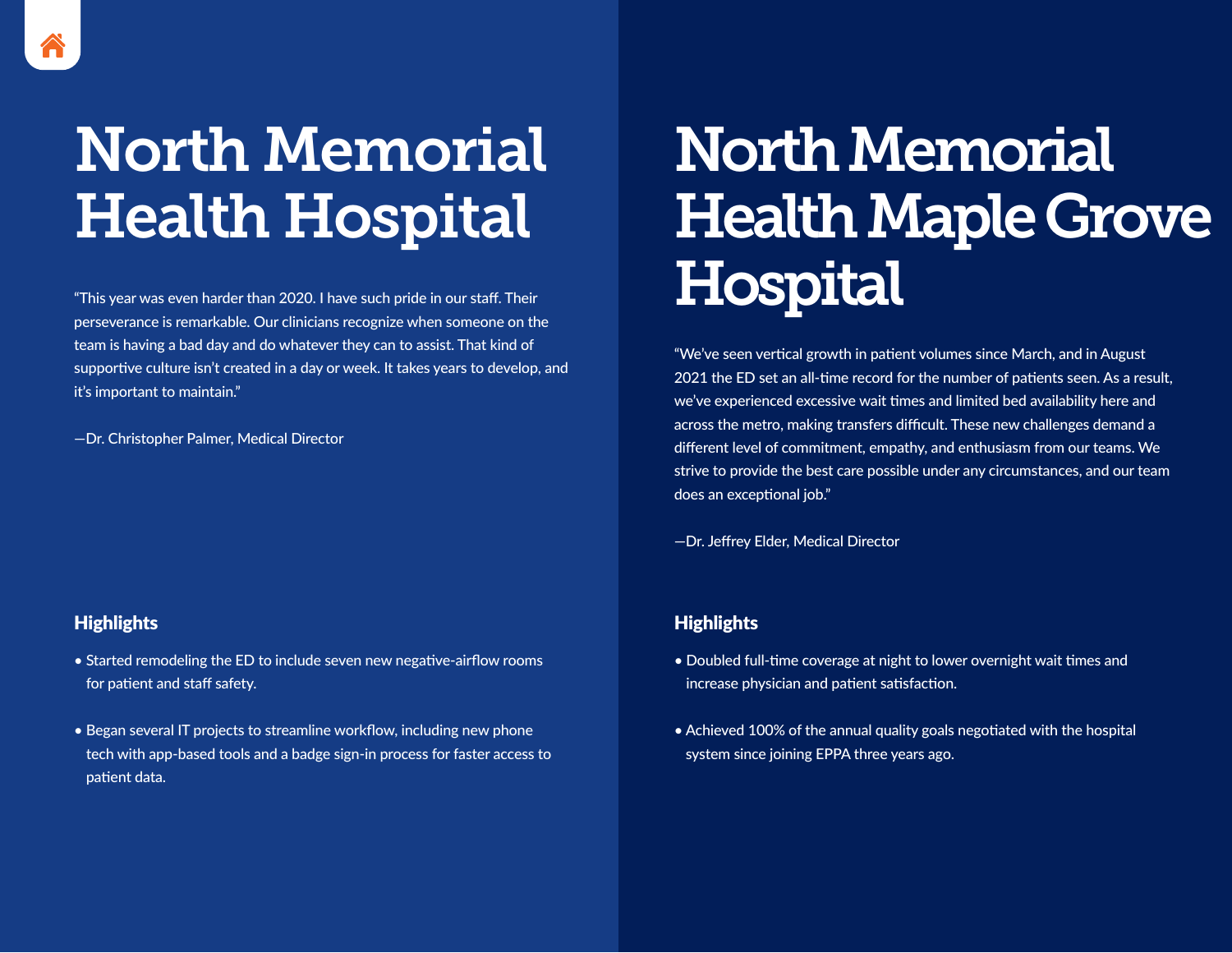# North Memorial Health Hospital

"This year was even harder than 2020. I have such pride in our staff. Their perseverance is remarkable. Our clinicians recognize when someone on the team is having a bad day and do whatever they can to assist. That kind of supportive culture isn't created in a day or week. It takes years to develop, and it's important to maintain."

—Dr. Christopher Palmer, Medical Director

### Highlights

- Started remodeling the ED to include seven new negative-airflow rooms for patient and staff safety.
- Began several IT projects to streamline workflow, including new phone tech with app-based tools and a badge sign-in process for faster access to patient data.

# North Memorial Health Maple Grove Hospital

"We've seen vertical growth in patient volumes since March, and in August 2021 the ED set an all-time record for the number of patients seen. As a result, we've experienced excessive wait times and limited bed availability here and across the metro, making transfers difficult. These new challenges demand a different level of commitment, empathy, and enthusiasm from our teams. We strive to provide the best care possible under any circumstances, and our team does an exceptional job."

—Dr. Jeffrey Elder, Medical Director

### Highlights

- Doubled full-time coverage at night to lower overnight wait times and increase physician and patient satisfaction.
- Achieved 100% of the annual quality goals negotiated with the hospital system since joining EPPA three years ago.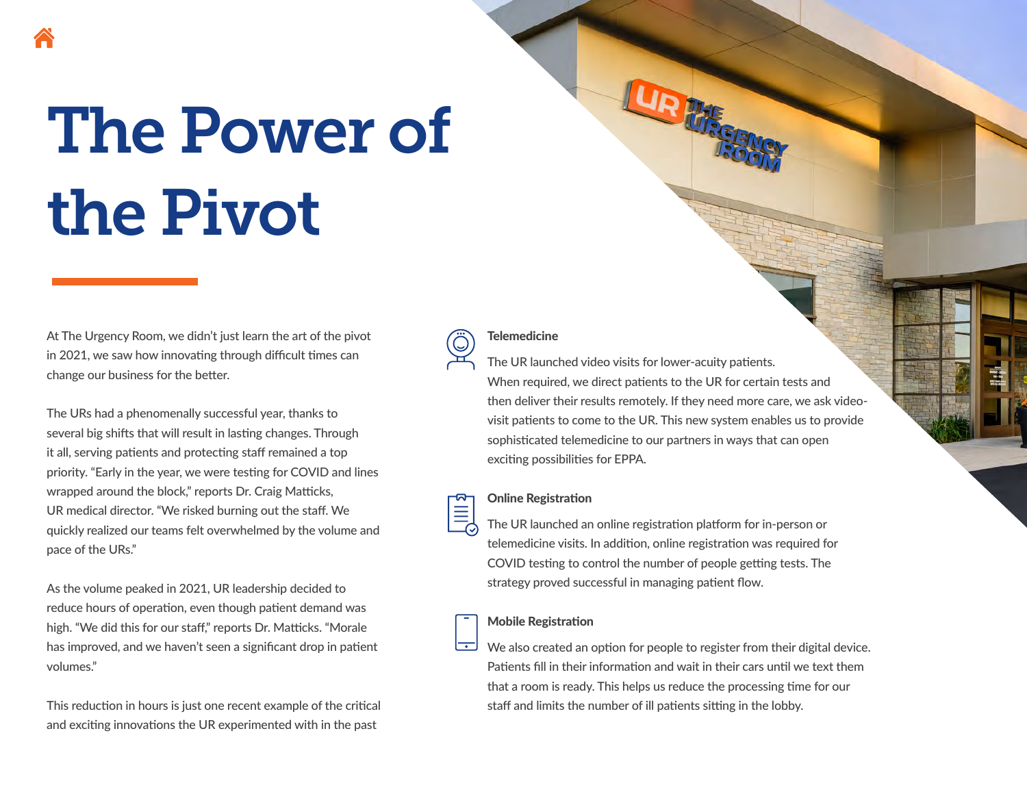# The Power of the Pivot

At The Urgency Room, we didn't just learn the art of the pivot in 2021, we saw how innovating through difficult times can change our business for the better.

The URs had a phenomenally successful year, thanks to several big shifts that will result in lasting changes. Through it all, serving patients and protecting staff remained a top priority. "Early in the year, we were testing for COVID and lines wrapped around the block," reports Dr. Craig Matticks, UR medical director. "We risked burning out the staff. We quickly realized our teams felt overwhelmed by the volume and pace of the URs."

As the volume peaked in 2021, UR leadership decided to reduce hours of operation, even though patient demand was high. "We did this for our staff," reports Dr. Matticks. "Morale has improved, and we haven't seen a significant drop in patient volumes."

This reduction in hours is just one recent example of the critical and exciting innovations the UR experimented with in the past

### Telemedicine

The UR launched video visits for lower-acuity patients. When required, we direct patients to the UR for certain tests and then deliver their results remotely. If they need more care, we ask video-visit patients to come to the UR. This new system enables us to provide sophisticated telemedicine to our partners in ways that can open exciting possibilities for EPPA.

### Online Registration

The UR launched an online registration platform for in-person or telemedicine visits. In addition, online registration was required for COVID testing to control the number of people getting tests. The strategy proved successful in managing patient flow.

### Mobile Registration

We also created an option for people to register from their digital device. Patients fill in their information and wait in their cars until we text them that a room is ready. This helps us reduce the processing time for our staff and limits the number of ill patients sitting in the lobby.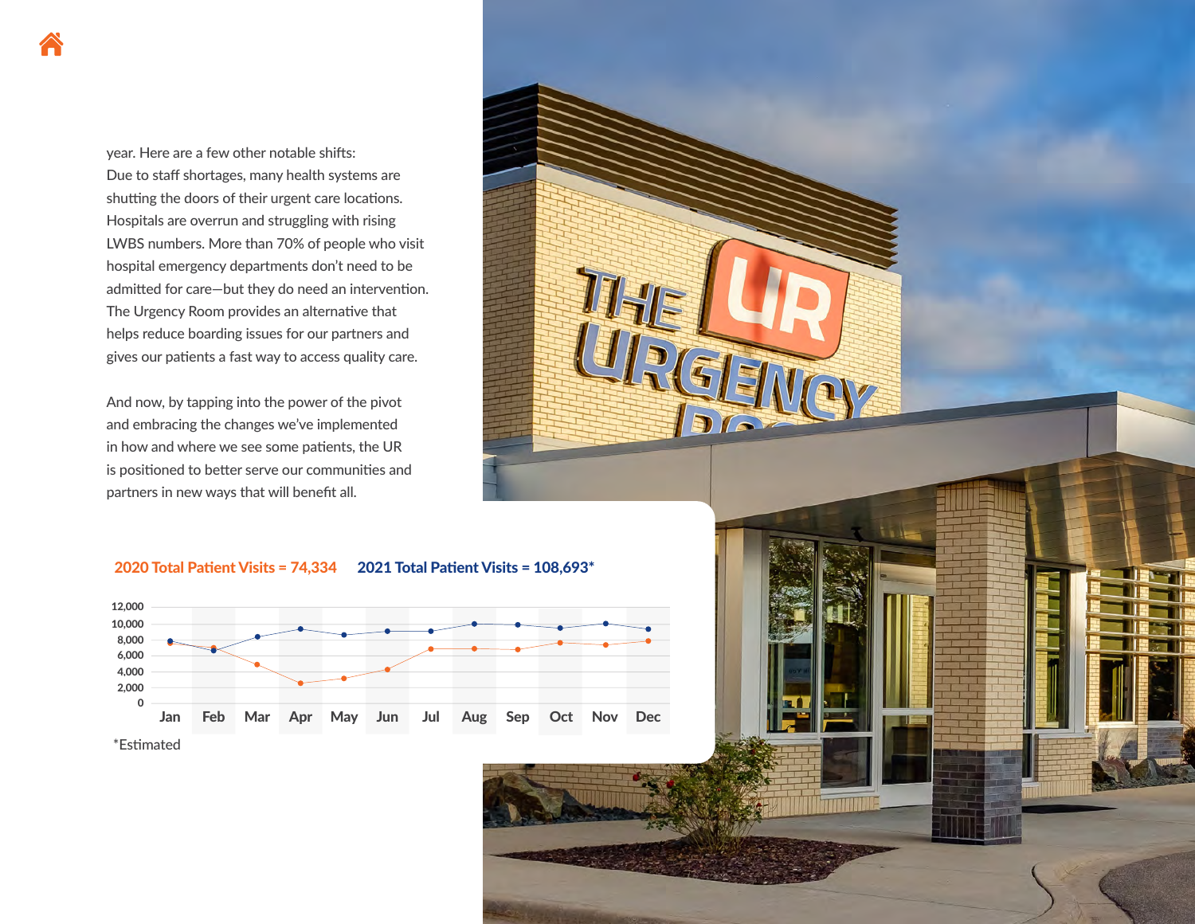year. Here are a few other notable shifts: Due to staff shortages, many health systems are shutting the doors of their urgent care locations. Hospitals are overrun and struggling with rising LWBS numbers. More than 70% of people who visit hospital emergency departments don't need to be admitted for care—but they do need an intervention. The Urgency Room provides an alternative that helps reduce boarding issues for our partners and gives our patients a fast way to access quality care.

And now, by tapping into the power of the pivot and embracing the changes we've implemented in how and where we see some patients, the UR is positioned to better serve our communities and partners in new ways that will benefit all.

**2020 Total Patient Visits = 74,334** **2021 Total Patient Visits = 108,693***

*Estimated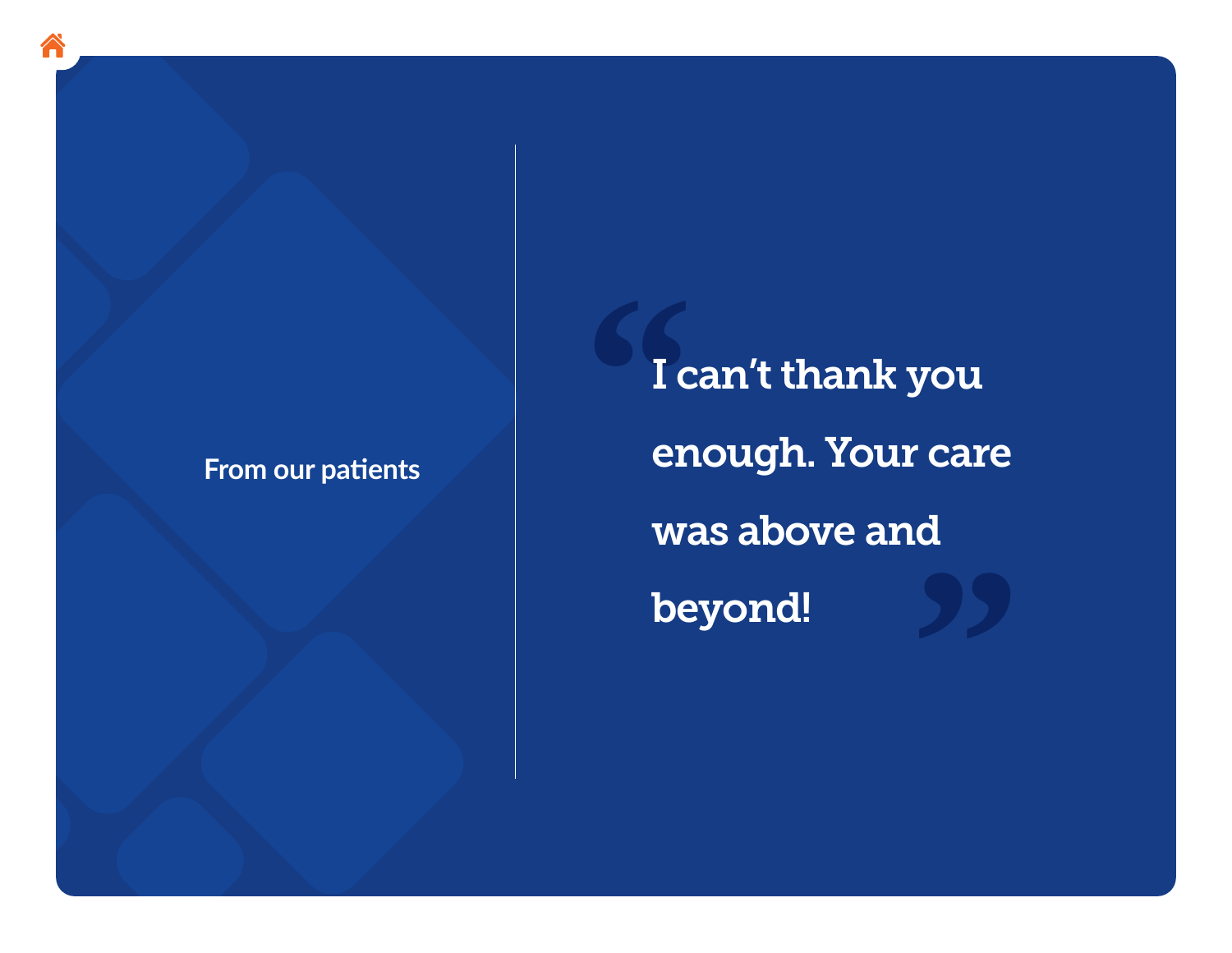From our patients

> I can't thank you enough. Your care was above and beyond!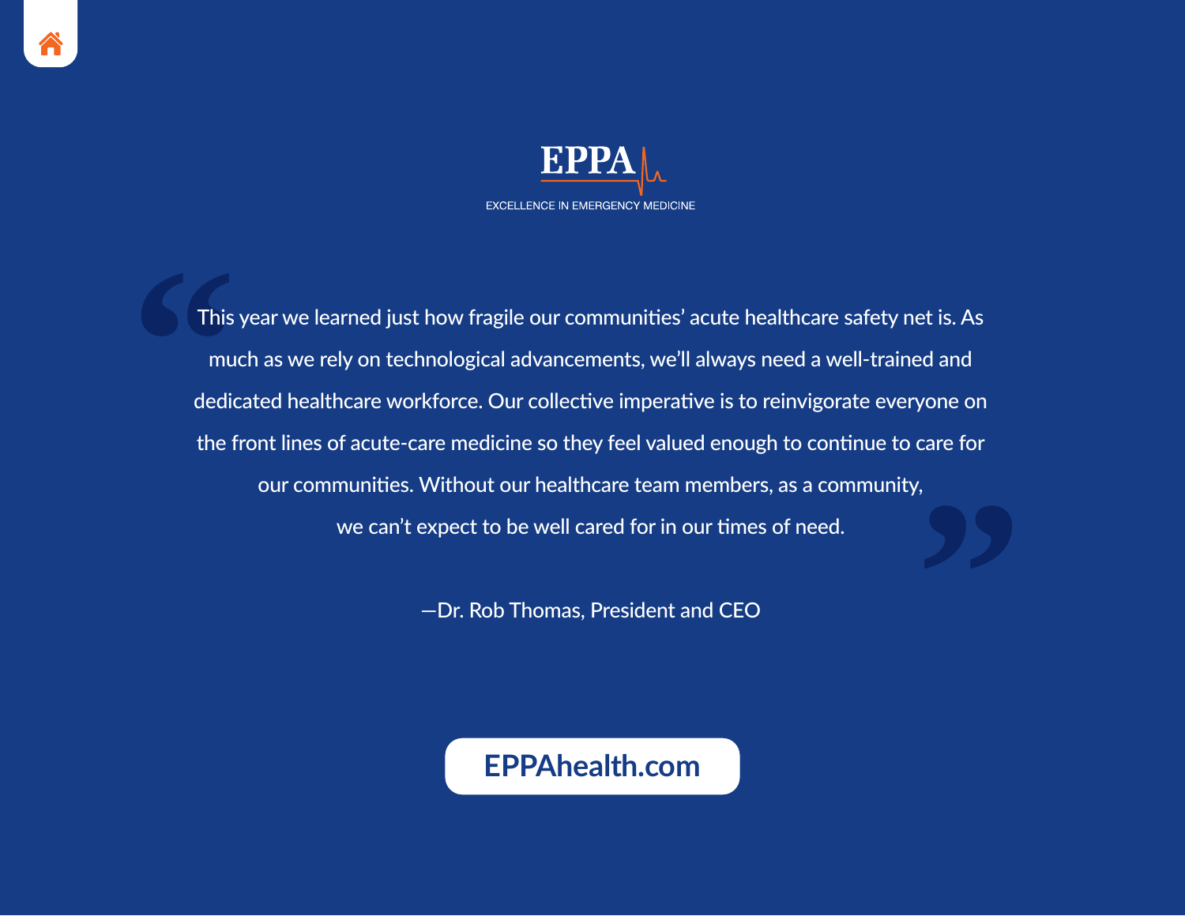EPPA

EXCELLENCE IN EMERGENCY MEDICINE

> This year we learned just how fragile our communities' acute healthcare safety net is. As much as we rely on technological advancements, we'll always need a well-trained and dedicated healthcare workforce. Our collective imperative is to reinvigorate everyone on the front lines of acute-care medicine so they feel valued enough to continue to care for our communities. Without our healthcare team members, as a community, we can't expect to be well cared for in our times of need.

—Dr. Rob Thomas, President and CEO

**EPPAhealth.com**